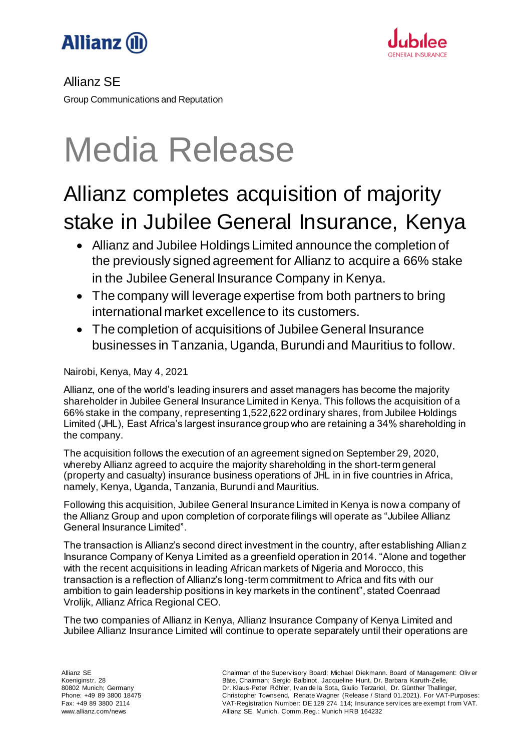Allianz SE

Group Communications and Reputation

# Media Release

## Allianz completes acquisition of majority stake in Jubilee General Insurance, Kenya

- Allianz and Jubilee Holdings Limited announce the completion of the previously signed agreement for Allianz to acquire a 66% stake in the Jubilee General Insurance Company in Kenya.
- The company will leverage expertise from both partners to bring international market excellence to its customers.
- The completion of acquisitions of Jubilee General Insurance businesses in Tanzania, Uganda, Burundi and Mauritius to follow.

Nairobi, Kenya, May 4, 2021

Allianz, one of the world's leading insurers and asset managers has become the majority shareholder in Jubilee General Insurance Limited in Kenya. This follows the acquisition of a 66% stake in the company, representing 1,522,622 ordinary shares, from Jubilee Holdings Limited (JHL), East Africa's largest insurance group who are retaining a 34% shareholding in the company.

The acquisition follows the execution of an agreement signed on September 29, 2020, whereby Allianz agreed to acquire the majority shareholding in the short-term general (property and casualty) insurance business operations of JHL in in five countries in Africa, namely, Kenya, Uganda, Tanzania, Burundi and Mauritius.

Following this acquisition, Jubilee General Insurance Limited in Kenya is now a company of the Allianz Group and upon completion of corporate filings will operate as "Jubilee Allianz General Insurance Limited".

The transaction is Allianz's second direct investment in the country, after establishing Allianz Insurance Company of Kenya Limited as a greenfield operation in 2014. "Alone and together with the recent acquisitions in leading African markets of Nigeria and Morocco, this transaction is a reflection of Allianz's long-term commitment to Africa and fits with our ambition to gain leadership positions in key markets in the continent", stated Coenraad Vrolijk, Allianz Africa Regional CEO.

The two companies of Allianz in Kenya, Allianz Insurance Company of Kenya Limited and Jubilee Allianz Insurance Limited will continue to operate separately until their operations are

Allianz SE
Koeniginstr. 28
80802 Munich; Germany
Phone: +49 89 3800 18475
Fax: +49 89 3800 2114
www.allianz.com/news

Chairman of the Supervisory Board: Michael Diekmann. Board of Management: Oliver Bäte, Chairman; Sergio Balbinot, Jacqueline Hunt, Dr. Barbara Karuth-Zelle, Dr. Klaus-Peter Röhler, Ivan de la Sota, Giulio Terzariol, Dr. Günther Thallinger, Christopher Townsend, Renate Wagner (Release / Stand 01.2021). For VAT-Purposes: VAT-Registration Number: DE 129 274 114; Insurance services are exempt from VAT. Allianz SE, Munich, Comm.Reg.: Munich HRB 164232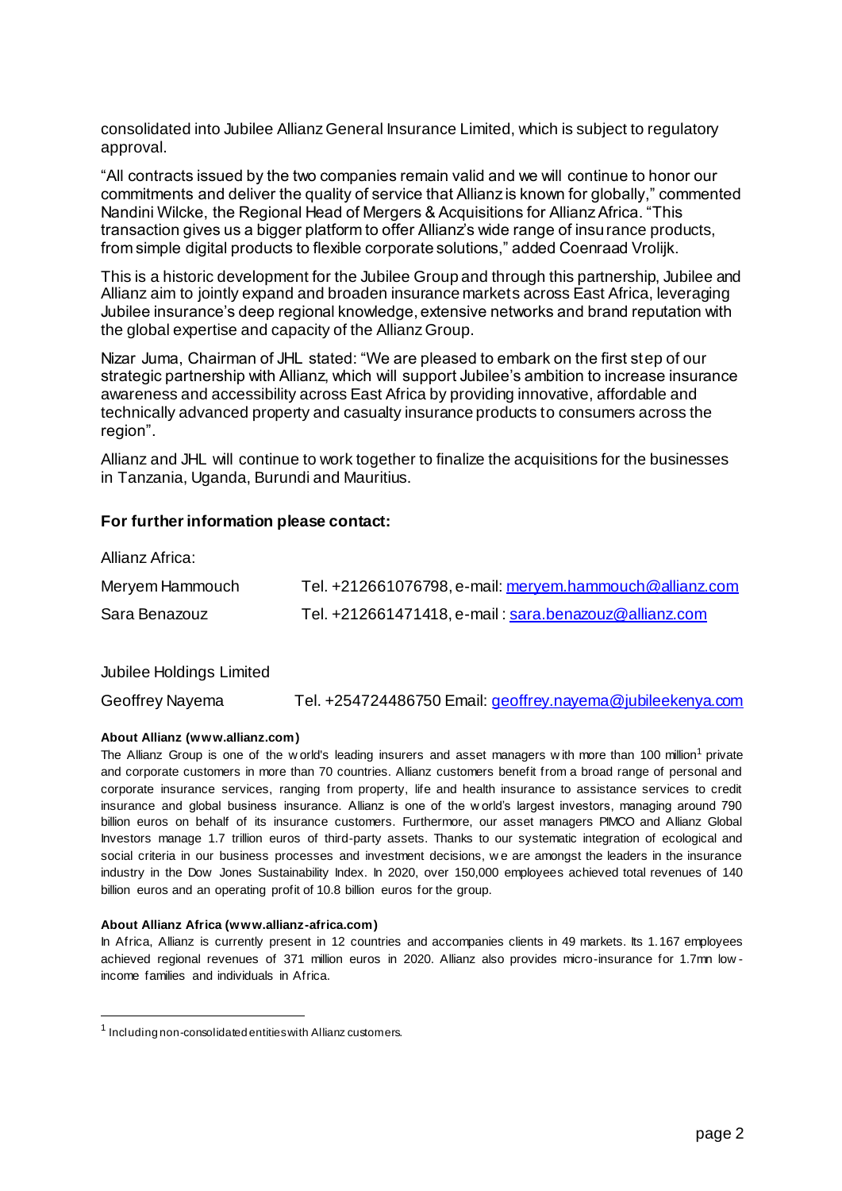consolidated into Jubilee Allianz General Insurance Limited, which is subject to regulatory approval.

"All contracts issued by the two companies remain valid and we will continue to honor our commitments and deliver the quality of service that Allianz is known for globally," commented Nandini Wilcke, the Regional Head of Mergers & Acquisitions for Allianz Africa. "This transaction gives us a bigger platform to offer Allianz's wide range of insurance products, from simple digital products to flexible corporate solutions," added Coenraad Vrolijk.

This is a historic development for the Jubilee Group and through this partnership, Jubilee and Allianz aim to jointly expand and broaden insurance markets across East Africa, leveraging Jubilee insurance's deep regional knowledge, extensive networks and brand reputation with the global expertise and capacity of the Allianz Group.

Nizar Juma, Chairman of JHL stated: "We are pleased to embark on the first step of our strategic partnership with Allianz, which will support Jubilee's ambition to increase insurance awareness and accessibility across East Africa by providing innovative, affordable and technically advanced property and casualty insurance products to consumers across the region".

Allianz and JHL will continue to work together to finalize the acquisitions for the businesses in Tanzania, Uganda, Burundi and Mauritius.

**For further information please contact:**

Allianz Africa:

Meryem Hammouch Tel. +212661076798, e-mail: meryem.hammouch@allianz.com

Sara Benazouz Tel. +212661471418, e-mail : sara.benazouz@allianz.com

Jubilee Holdings Limited

Geoffrey Nayema Tel. +254724486750 Email: geoffrey.nayema@jubileekenya.com

**About Allianz (www.allianz.com)**

The Allianz Group is one of the world's leading insurers and asset managers with more than 100 million[1] private and corporate customers in more than 70 countries. Allianz customers benefit from a broad range of personal and corporate insurance services, ranging from property, life and health insurance to assistance services to credit insurance and global business insurance. Allianz is one of the world's largest investors, managing around 790 billion euros on behalf of its insurance customers. Furthermore, our asset managers PIMCO and Allianz Global Investors manage 1.7 trillion euros of third-party assets. Thanks to our systematic integration of ecological and social criteria in our business processes and investment decisions, we are amongst the leaders in the insurance industry in the Dow Jones Sustainability Index. In 2020, over 150,000 employees achieved total revenues of 140 billion euros and an operating profit of 10.8 billion euros for the group.

**About Allianz Africa (www.allianz-africa.com)**

In Africa, Allianz is currently present in 12 countries and accompanies clients in 49 markets. Its 1.167 employees achieved regional revenues of 371 million euros in 2020. Allianz also provides micro-insurance for 1.7mn low-income families and individuals in Africa.

[1] Including non-consolidated entities with Allianz customers.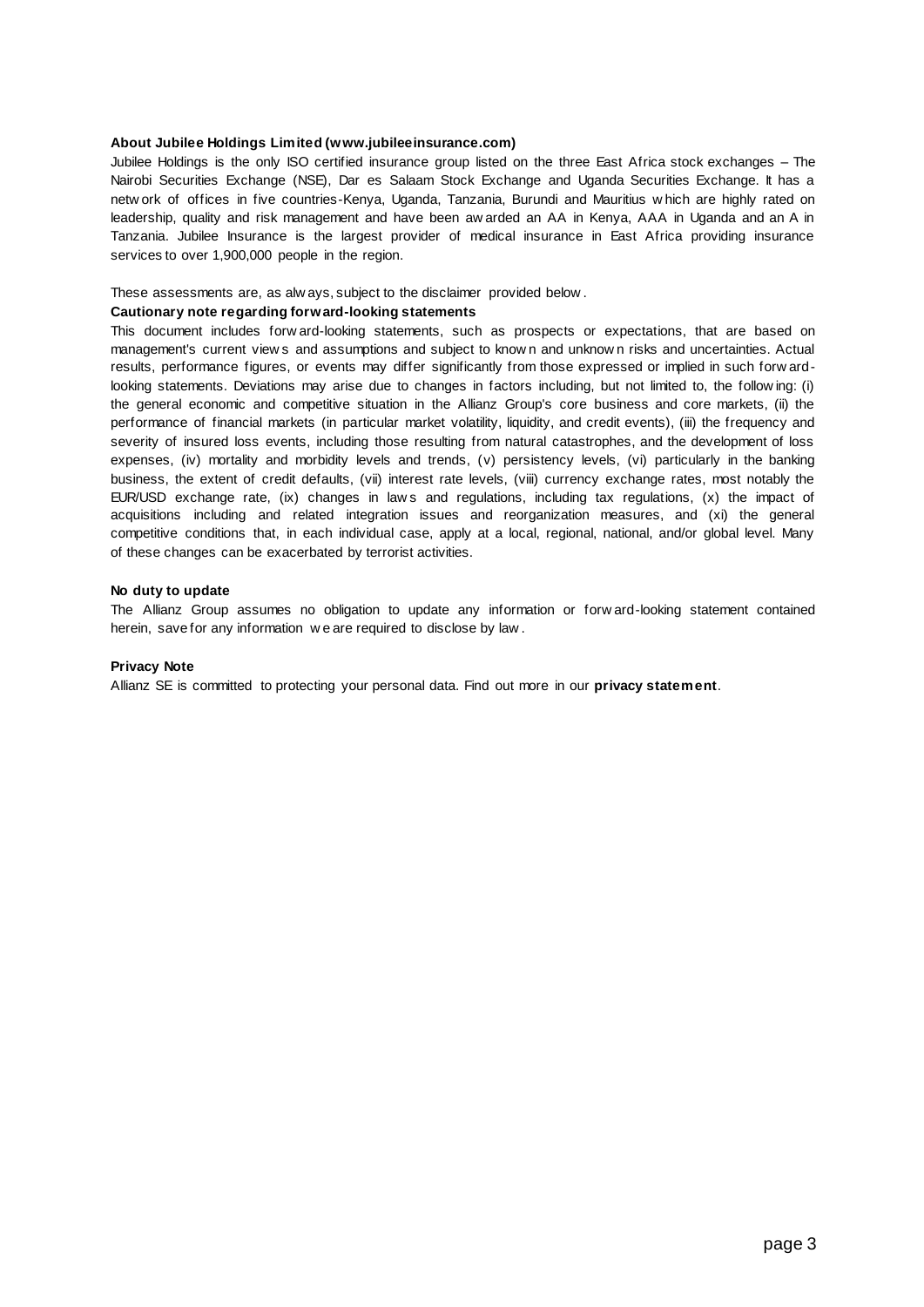**About Jubilee Holdings Limited (www.jubileeinsurance.com)**

Jubilee Holdings is the only ISO certified insurance group listed on the three East Africa stock exchanges – The Nairobi Securities Exchange (NSE), Dar es Salaam Stock Exchange and Uganda Securities Exchange. It has a network of offices in five countries-Kenya, Uganda, Tanzania, Burundi and Mauritius which are highly rated on leadership, quality and risk management and have been awarded an AA in Kenya, AAA in Uganda and an A in Tanzania. Jubilee Insurance is the largest provider of medical insurance in East Africa providing insurance services to over 1,900,000 people in the region.

These assessments are, as always, subject to the disclaimer provided below.

**Cautionary note regarding forward-looking statements**

This document includes forward-looking statements, such as prospects or expectations, that are based on management's current views and assumptions and subject to known and unknown risks and uncertainties. Actual results, performance figures, or events may differ significantly from those expressed or implied in such forward-looking statements. Deviations may arise due to changes in factors including, but not limited to, the following: (i) the general economic and competitive situation in the Allianz Group's core business and core markets, (ii) the performance of financial markets (in particular market volatility, liquidity, and credit events), (iii) the frequency and severity of insured loss events, including those resulting from natural catastrophes, and the development of loss expenses, (iv) mortality and morbidity levels and trends, (v) persistency levels, (vi) particularly in the banking business, the extent of credit defaults, (vii) interest rate levels, (viii) currency exchange rates, most notably the EUR/USD exchange rate, (ix) changes in laws and regulations, including tax regulations, (x) the impact of acquisitions including and related integration issues and reorganization measures, and (xi) the general competitive conditions that, in each individual case, apply at a local, regional, national, and/or global level. Many of these changes can be exacerbated by terrorist activities.

**No duty to update**

The Allianz Group assumes no obligation to update any information or forward-looking statement contained herein, save for any information we are required to disclose by law.

**Privacy Note**

Allianz SE is committed to protecting your personal data. Find out more in our **privacy statement**.